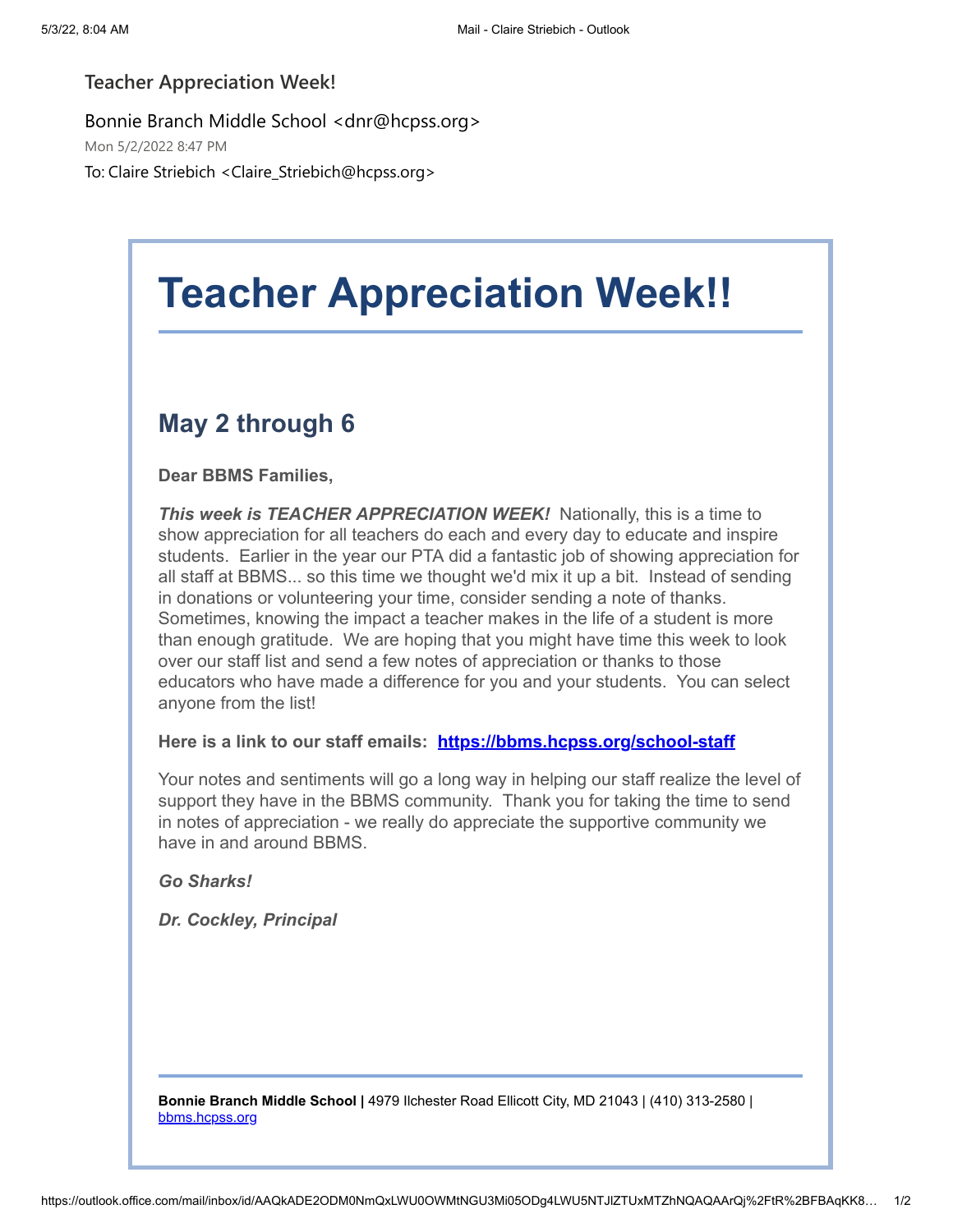Teacher Appreciation Week!

Bonnie Branch Middle School <dnr@hcpss.org>

Mon 5/2/2022 8:47 PM

To: Claire Striebich <Claire_Striebich@hcpss.org>

# Teacher Appreciation Week!!

## May 2 through 6

**Dear BBMS Families,**

***This week is TEACHER APPRECIATION WEEK!*** Nationally, this is a time to show appreciation for all teachers do each and every day to educate and inspire students. Earlier in the year our PTA did a fantastic job of showing appreciation for all staff at BBMS... so this time we thought we'd mix it up a bit. Instead of sending in donations or volunteering your time, consider sending a note of thanks. Sometimes, knowing the impact a teacher makes in the life of a student is more than enough gratitude. We are hoping that you might have time this week to look over our staff list and send a few notes of appreciation or thanks to those educators who have made a difference for you and your students. You can select anyone from the list!

**Here is a link to our staff emails: [https://bbms.hcpss.org/school-staff](https://bbms.hcpss.org/school-staff)**

Your notes and sentiments will go a long way in helping our staff realize the level of support they have in the BBMS community. Thank you for taking the time to send in notes of appreciation - we really do appreciate the supportive community we have in and around BBMS.

***Go Sharks!***

***Dr. Cockley, Principal***

---

**Bonnie Branch Middle School |** 4979 Ilchester Road Ellicott City, MD 21043 | (410) 313-2580 | [bbms.hcpss.org](https://bbms.hcpss.org)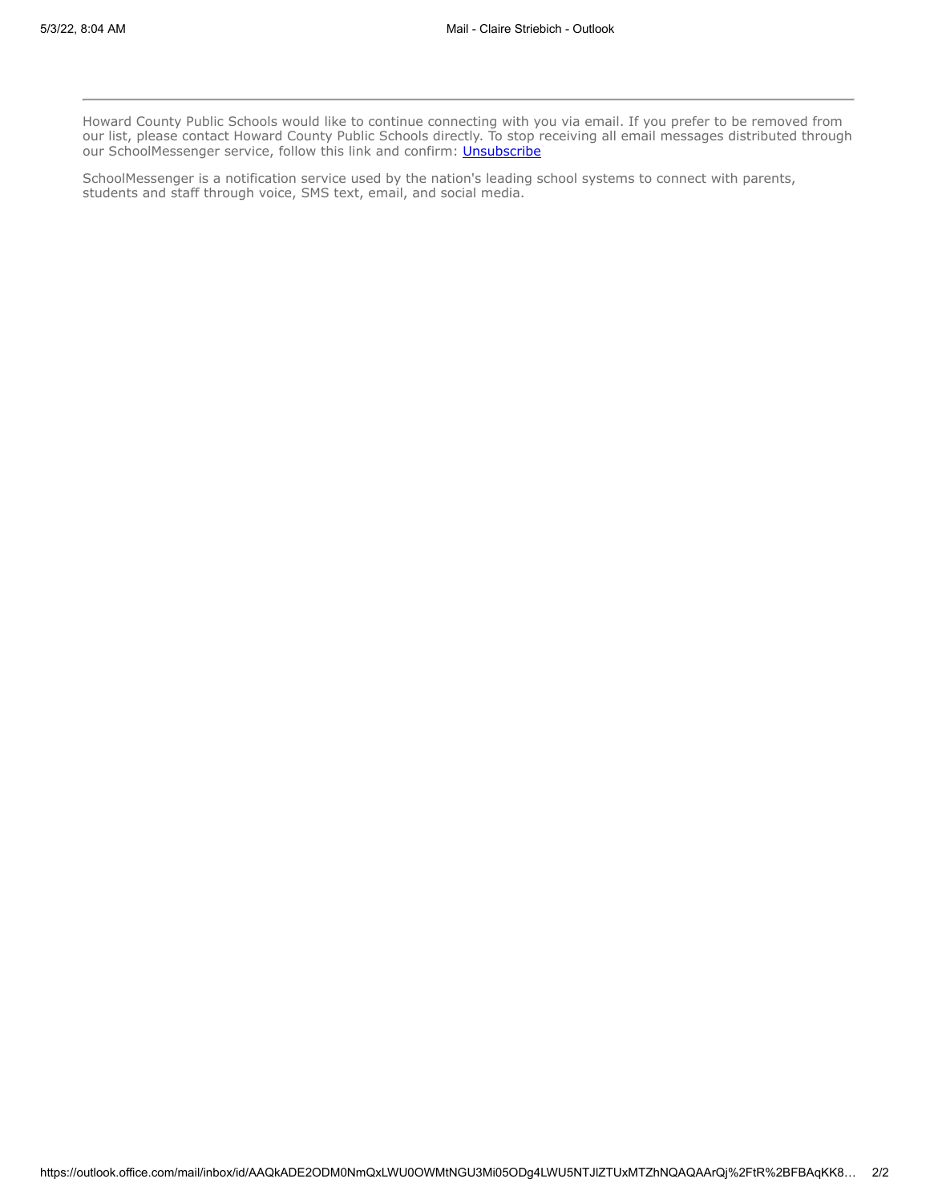---

Howard County Public Schools would like to continue connecting with you via email. If you prefer to be removed from our list, please contact Howard County Public Schools directly. To stop receiving all email messages distributed through our SchoolMessenger service, follow this link and confirm: Unsubscribe

SchoolMessenger is a notification service used by the nation's leading school systems to connect with parents, students and staff through voice, SMS text, email, and social media.